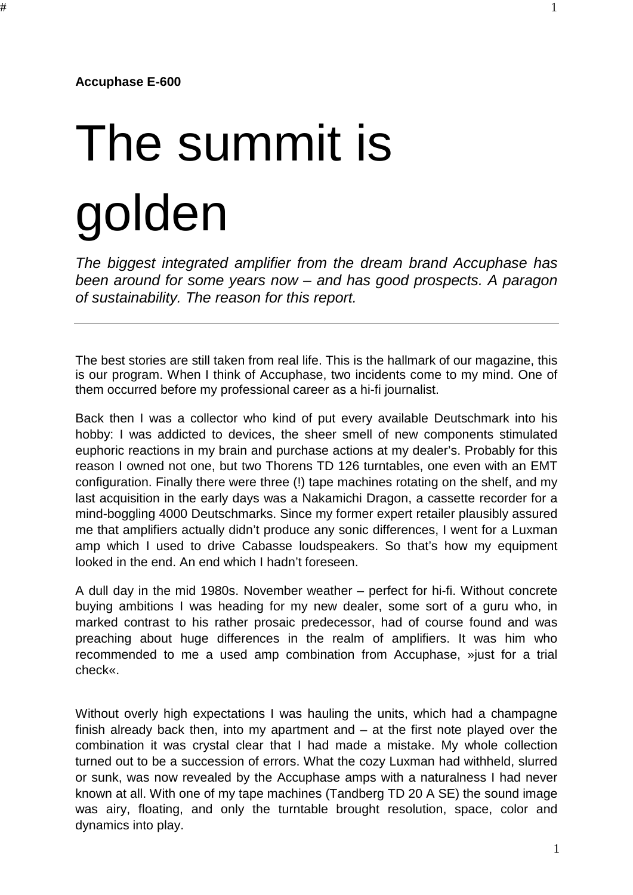**Accuphase E-600**

# The summit is golden

*The biggest integrated amplifier from the dream brand Accuphase has been around for some years now – and has good prospects. A paragon of sustainability. The reason for this report.*

---

The best stories are still taken from real life. This is the hallmark of our magazine, this is our program. When I think of Accuphase, two incidents come to my mind. One of them occurred before my professional career as a hi-fi journalist.

Back then I was a collector who kind of put every available Deutschmark into his hobby: I was addicted to devices, the sheer smell of new components stimulated euphoric reactions in my brain and purchase actions at my dealer's. Probably for this reason I owned not one, but two Thorens TD 126 turntables, one even with an EMT configuration. Finally there were three (!) tape machines rotating on the shelf, and my last acquisition in the early days was a Nakamichi Dragon, a cassette recorder for a mind-boggling 4000 Deutschmarks. Since my former expert retailer plausibly assured me that amplifiers actually didn't produce any sonic differences, I went for a Luxman amp which I used to drive Cabasse loudspeakers. So that's how my equipment looked in the end. An end which I hadn't foreseen.

A dull day in the mid 1980s. November weather – perfect for hi-fi. Without concrete buying ambitions I was heading for my new dealer, some sort of a guru who, in marked contrast to his rather prosaic predecessor, had of course found and was preaching about huge differences in the realm of amplifiers. It was him who recommended to me a used amp combination from Accuphase, »just for a trial check«.

Without overly high expectations I was hauling the units, which had a champagne finish already back then, into my apartment and – at the first note played over the combination it was crystal clear that I had made a mistake. My whole collection turned out to be a succession of errors. What the cozy Luxman had withheld, slurred or sunk, was now revealed by the Accuphase amps with a naturalness I had never known at all. With one of my tape machines (Tandberg TD 20 A SE) the sound image was airy, floating, and only the turntable brought resolution, space, color and dynamics into play.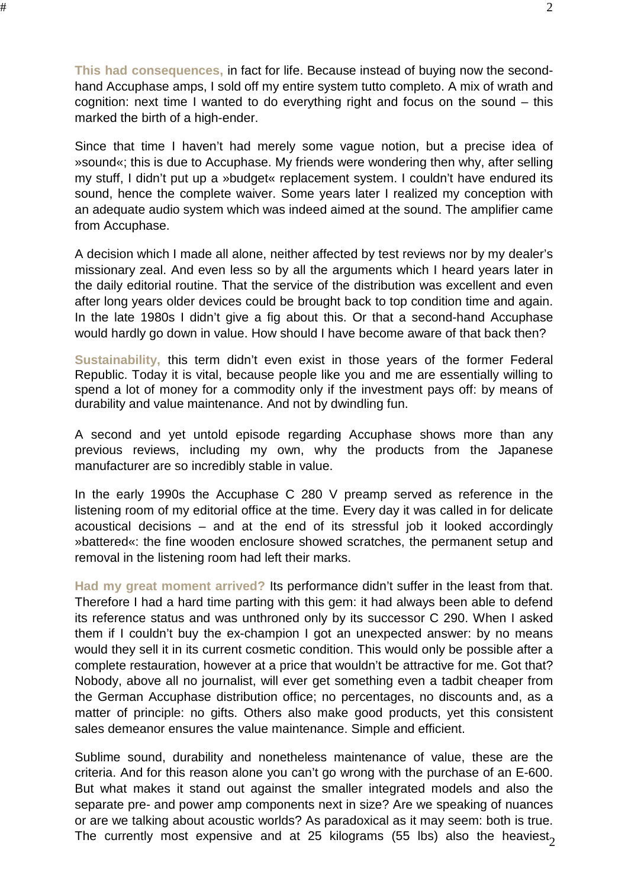**This had consequences,** in fact for life. Because instead of buying now the second-hand Accuphase amps, I sold off my entire system tutto completo. A mix of wrath and cognition: next time I wanted to do everything right and focus on the sound – this marked the birth of a high-ender.

Since that time I haven't had merely some vague notion, but a precise idea of »sound«; this is due to Accuphase. My friends were wondering then why, after selling my stuff, I didn't put up a »budget« replacement system. I couldn't have endured its sound, hence the complete waiver. Some years later I realized my conception with an adequate audio system which was indeed aimed at the sound. The amplifier came from Accuphase.

A decision which I made all alone, neither affected by test reviews nor by my dealer's missionary zeal. And even less so by all the arguments which I heard years later in the daily editorial routine. That the service of the distribution was excellent and even after long years older devices could be brought back to top condition time and again. In the late 1980s I didn't give a fig about this. Or that a second-hand Accuphase would hardly go down in value. How should I have become aware of that back then?

**Sustainability,** this term didn't even exist in those years of the former Federal Republic. Today it is vital, because people like you and me are essentially willing to spend a lot of money for a commodity only if the investment pays off: by means of durability and value maintenance. And not by dwindling fun.

A second and yet untold episode regarding Accuphase shows more than any previous reviews, including my own, why the products from the Japanese manufacturer are so incredibly stable in value.

In the early 1990s the Accuphase C 280 V preamp served as reference in the listening room of my editorial office at the time. Every day it was called in for delicate acoustical decisions – and at the end of its stressful job it looked accordingly »battered«: the fine wooden enclosure showed scratches, the permanent setup and removal in the listening room had left their marks.

**Had my great moment arrived?** Its performance didn't suffer in the least from that. Therefore I had a hard time parting with this gem: it had always been able to defend its reference status and was unthroned only by its successor C 290. When I asked them if I couldn't buy the ex-champion I got an unexpected answer: by no means would they sell it in its current cosmetic condition. This would only be possible after a complete restauration, however at a price that wouldn't be attractive for me. Got that? Nobody, above all no journalist, will ever get something even a tadbit cheaper from the German Accuphase distribution office; no percentages, no discounts and, as a matter of principle: no gifts. Others also make good products, yet this consistent sales demeanor ensures the value maintenance. Simple and efficient.

Sublime sound, durability and nonetheless maintenance of value, these are the criteria. And for this reason alone you can't go wrong with the purchase of an E-600. But what makes it stand out against the smaller integrated models and also the separate pre- and power amp components next in size? Are we speaking of nuances or are we talking about acoustic worlds? As paradoxical as it may seem: both is true. The currently most expensive and at 25 kilograms (55 lbs) also the heaviest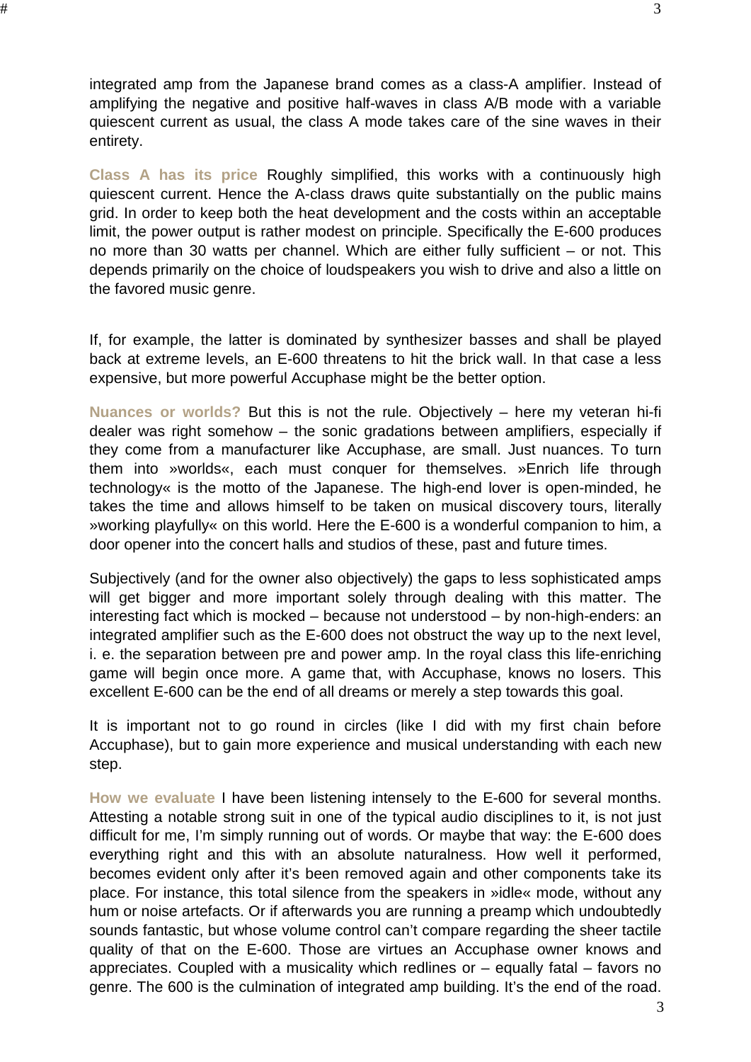integrated amp from the Japanese brand comes as a class-A amplifier. Instead of amplifying the negative and positive half-waves in class A/B mode with a variable quiescent current as usual, the class A mode takes care of the sine waves in their entirety.

**Class A has its price** Roughly simplified, this works with a continuously high quiescent current. Hence the A-class draws quite substantially on the public mains grid. In order to keep both the heat development and the costs within an acceptable limit, the power output is rather modest on principle. Specifically the E-600 produces no more than 30 watts per channel. Which are either fully sufficient – or not. This depends primarily on the choice of loudspeakers you wish to drive and also a little on the favored music genre.

If, for example, the latter is dominated by synthesizer basses and shall be played back at extreme levels, an E-600 threatens to hit the brick wall. In that case a less expensive, but more powerful Accuphase might be the better option.

**Nuances or worlds?** But this is not the rule. Objectively – here my veteran hi-fi dealer was right somehow – the sonic gradations between amplifiers, especially if they come from a manufacturer like Accuphase, are small. Just nuances. To turn them into »worlds«, each must conquer for themselves. »Enrich life through technology« is the motto of the Japanese. The high-end lover is open-minded, he takes the time and allows himself to be taken on musical discovery tours, literally »working playfully« on this world. Here the E-600 is a wonderful companion to him, a door opener into the concert halls and studios of these, past and future times.

Subjectively (and for the owner also objectively) the gaps to less sophisticated amps will get bigger and more important solely through dealing with this matter. The interesting fact which is mocked – because not understood – by non-high-enders: an integrated amplifier such as the E-600 does not obstruct the way up to the next level, i. e. the separation between pre and power amp. In the royal class this life-enriching game will begin once more. A game that, with Accuphase, knows no losers. This excellent E-600 can be the end of all dreams or merely a step towards this goal.

It is important not to go round in circles (like I did with my first chain before Accuphase), but to gain more experience and musical understanding with each new step.

**How we evaluate** I have been listening intensely to the E-600 for several months. Attesting a notable strong suit in one of the typical audio disciplines to it, is not just difficult for me, I'm simply running out of words. Or maybe that way: the E-600 does everything right and this with an absolute naturalness. How well it performed, becomes evident only after it's been removed again and other components take its place. For instance, this total silence from the speakers in »idle« mode, without any hum or noise artefacts. Or if afterwards you are running a preamp which undoubtedly sounds fantastic, but whose volume control can't compare regarding the sheer tactile quality of that on the E-600. Those are virtues an Accuphase owner knows and appreciates. Coupled with a musicality which redlines or – equally fatal – favors no genre. The 600 is the culmination of integrated amp building. It's the end of the road.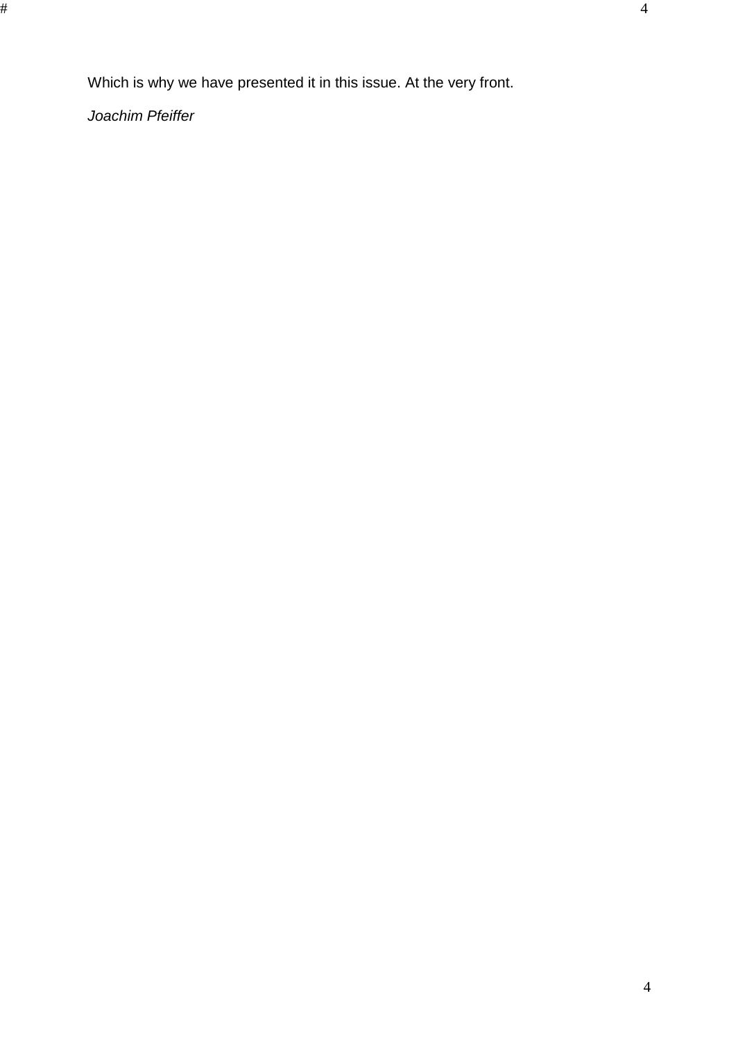Which is why we have presented it in this issue. At the very front.

*Joachim Pfeiffer*